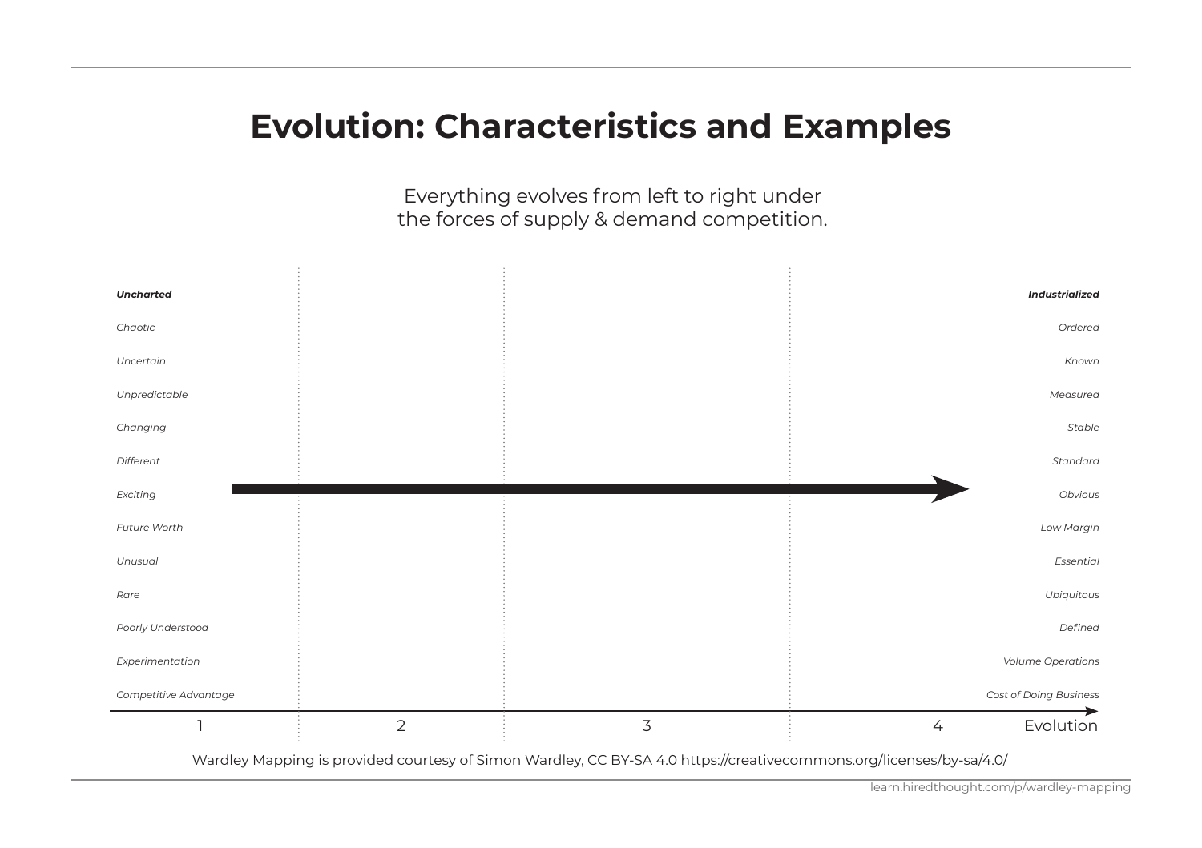# Evolution: Characteristics and Examples

Everything evolves from left to right under the forces of supply & demand competition.

| ***Uncharted*** | ***Industrialized*** |
|---|---|
| *Chaotic* | *Ordered* |
| *Uncertain* | *Known* |
| *Unpredictable* | *Measured* |
| *Changing* | *Stable* |
| *Different* | *Standard* |
| *Exciting* | *Obvious* |
| *Future Worth* | *Low Margin* |
| *Unusual* | *Essential* |
| *Rare* | *Ubiquitous* |
| *Poorly Understood* | *Defined* |
| *Experimentation* | *Volume Operations* |
| *Competitive Advantage* | *Cost of Doing Business* |

1 | 2 | 3 | 4 | Evolution

Wardley Mapping is provided courtesy of Simon Wardley, CC BY-SA 4.0 https://creativecommons.org/licenses/by-sa/4.0/

learn.hiredthought.com/p/wardley-mapping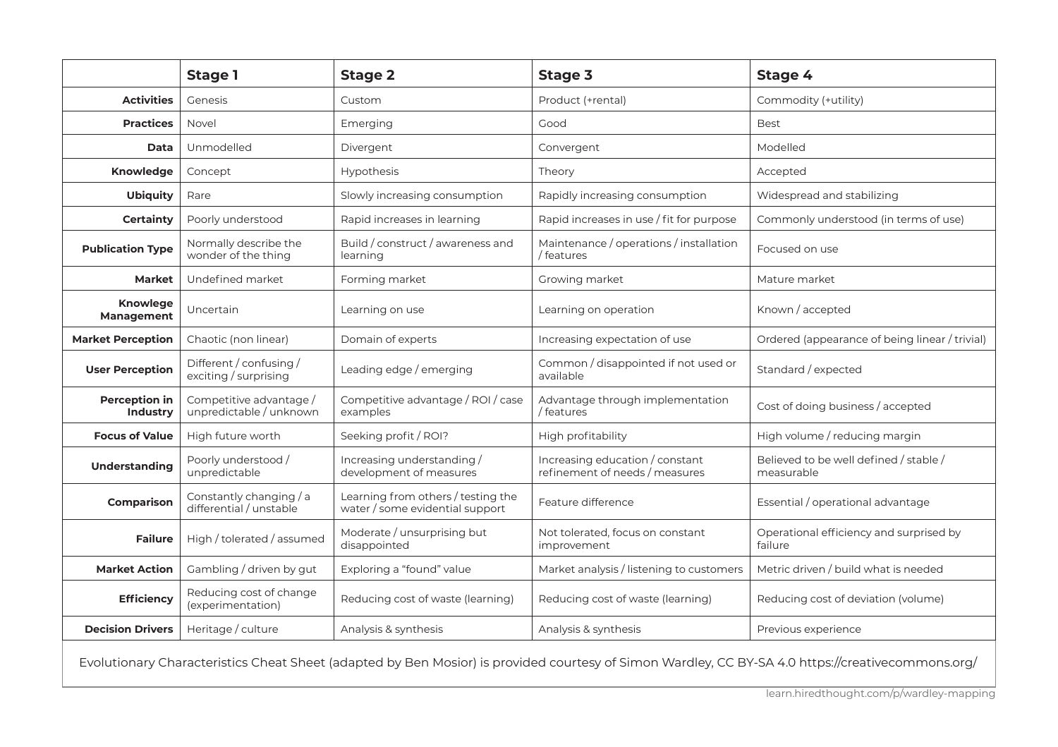| | Stage 1 | Stage 2 | Stage 3 | Stage 4 |
|---|---|---|---|---|
| **Activities** | Genesis | Custom | Product (+rental) | Commodity (+utility) |
| **Practices** | Novel | Emerging | Good | Best |
| **Data** | Unmodelled | Divergent | Convergent | Modelled |
| **Knowledge** | Concept | Hypothesis | Theory | Accepted |
| **Ubiquity** | Rare | Slowly increasing consumption | Rapidly increasing consumption | Widespread and stabilizing |
| **Certainty** | Poorly understood | Rapid increases in learning | Rapid increases in use / fit for purpose | Commonly understood (in terms of use) |
| **Publication Type** | Normally describe the wonder of the thing | Build / construct / awareness and learning | Maintenance / operations / installation / features | Focused on use |
| **Market** | Undefined market | Forming market | Growing market | Mature market |
| **Knowlege Management** | Uncertain | Learning on use | Learning on operation | Known / accepted |
| **Market Perception** | Chaotic (non linear) | Domain of experts | Increasing expectation of use | Ordered (appearance of being linear / trivial) |
| **User Perception** | Different / confusing / exciting / surprising | Leading edge / emerging | Common / disappointed if not used or available | Standard / expected |
| **Perception in Industry** | Competitive advantage / unpredictable / unknown | Competitive advantage / ROI / case examples | Advantage through implementation / features | Cost of doing business / accepted |
| **Focus of Value** | High future worth | Seeking profit / ROI? | High profitability | High volume / reducing margin |
| **Understanding** | Poorly understood / unpredictable | Increasing understanding / development of measures | Increasing education / constant refinement of needs / measures | Believed to be well defined / stable / measurable |
| **Comparison** | Constantly changing / a differential / unstable | Learning from others / testing the water / some evidential support | Feature difference | Essential / operational advantage |
| **Failure** | High / tolerated / assumed | Moderate / unsurprising but disappointed | Not tolerated, focus on constant improvement | Operational efficiency and surprised by failure |
| **Market Action** | Gambling / driven by gut | Exploring a "found" value | Market analysis / listening to customers | Metric driven / build what is needed |
| **Efficiency** | Reducing cost of change (experimentation) | Reducing cost of waste (learning) | Reducing cost of waste (learning) | Reducing cost of deviation (volume) |
| **Decision Drivers** | Heritage / culture | Analysis & synthesis | Analysis & synthesis | Previous experience |

Evolutionary Characteristics Cheat Sheet (adapted by Ben Mosior) is provided courtesy of Simon Wardley, CC BY-SA 4.0 https://creativecommons.org/

learn.hiredthought.com/p/wardley-mapping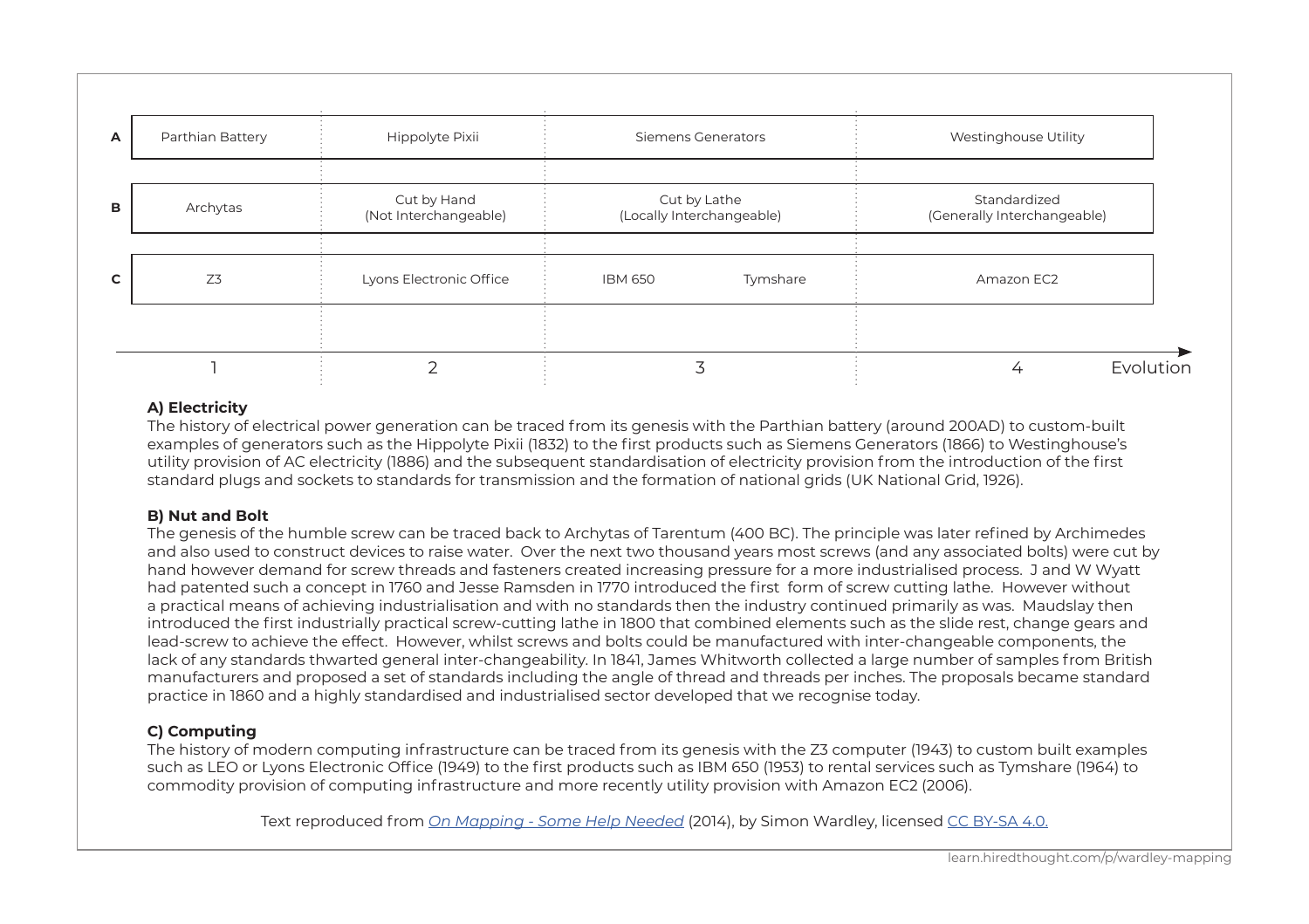A
Parthian Battery
Hippolyte Pixii
Siemens Generators
Westinghouse Utility

B
Archytas
Cut by Hand (Not Interchangeable)
Cut by Lathe (Locally Interchangeable)
Standardized (Generally Interchangeable)

C
Z3
Lyons Electronic Office
IBM 650
Tymshare
Amazon EC2

1
2
3
4
Evolution

**A) Electricity**

The history of electrical power generation can be traced from its genesis with the Parthian battery (around 200AD) to custom-built examples of generators such as the Hippolyte Pixii (1832) to the first products such as Siemens Generators (1866) to Westinghouse's utility provision of AC electricity (1886) and the subsequent standardisation of electricity provision from the introduction of the first standard plugs and sockets to standards for transmission and the formation of national grids (UK National Grid, 1926).

**B) Nut and Bolt**

The genesis of the humble screw can be traced back to Archytas of Tarentum (400 BC). The principle was later refined by Archimedes and also used to construct devices to raise water. Over the next two thousand years most screws (and any associated bolts) were cut by hand however demand for screw threads and fasteners created increasing pressure for a more industrialised process. J and W Wyatt had patented such a concept in 1760 and Jesse Ramsden in 1770 introduced the first form of screw cutting lathe. However without a practical means of achieving industrialisation and with no standards then the industry continued primarily as was. Maudslay then introduced the first industrially practical screw-cutting lathe in 1800 that combined elements such as the slide rest, change gears and lead-screw to achieve the effect. However, whilst screws and bolts could be manufactured with inter-changeable components, the lack of any standards thwarted general inter-changeability. In 1841, James Whitworth collected a large number of samples from British manufacturers and proposed a set of standards including the angle of thread and threads per inches. The proposals became standard practice in 1860 and a highly standardised and industrialised sector developed that we recognise today.

**C) Computing**

The history of modern computing infrastructure can be traced from its genesis with the Z3 computer (1943) to custom built examples such as LEO or Lyons Electronic Office (1949) to the first products such as IBM 650 (1953) to rental services such as Tymshare (1964) to commodity provision of computing infrastructure and more recently utility provision with Amazon EC2 (2006).

Text reproduced from *On Mapping - Some Help Needed* (2014), by Simon Wardley, licensed CC BY-SA 4.0.